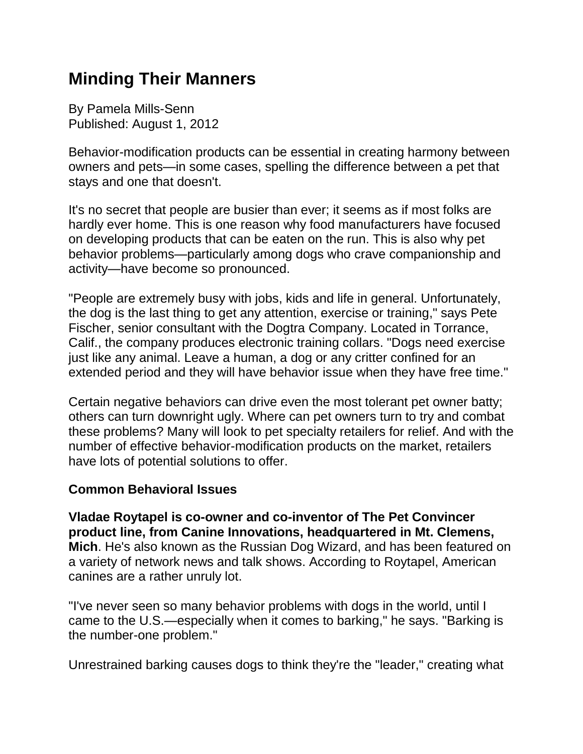# Minding Their Manners

By Pamela Mills-Senn
Published: August 1, 2012

Behavior-modification products can be essential in creating harmony between owners and pets—in some cases, spelling the difference between a pet that stays and one that doesn't.

It's no secret that people are busier than ever; it seems as if most folks are hardly ever home. This is one reason why food manufacturers have focused on developing products that can be eaten on the run. This is also why pet behavior problems—particularly among dogs who crave companionship and activity—have become so pronounced.

"People are extremely busy with jobs, kids and life in general. Unfortunately, the dog is the last thing to get any attention, exercise or training," says Pete Fischer, senior consultant with the Dogtra Company. Located in Torrance, Calif., the company produces electronic training collars. "Dogs need exercise just like any animal. Leave a human, a dog or any critter confined for an extended period and they will have behavior issue when they have free time."

Certain negative behaviors can drive even the most tolerant pet owner batty; others can turn downright ugly. Where can pet owners turn to try and combat these problems? Many will look to pet specialty retailers for relief. And with the number of effective behavior-modification products on the market, retailers have lots of potential solutions to offer.

## Common Behavioral Issues

**Vladae Roytapel is co-owner and co-inventor of The Pet Convincer product line, from Canine Innovations, headquartered in Mt. Clemens, Mich**. He's also known as the Russian Dog Wizard, and has been featured on a variety of network news and talk shows. According to Roytapel, American canines are a rather unruly lot.

"I've never seen so many behavior problems with dogs in the world, until I came to the U.S.—especially when it comes to barking," he says. "Barking is the number-one problem."

Unrestrained barking causes dogs to think they're the "leader," creating what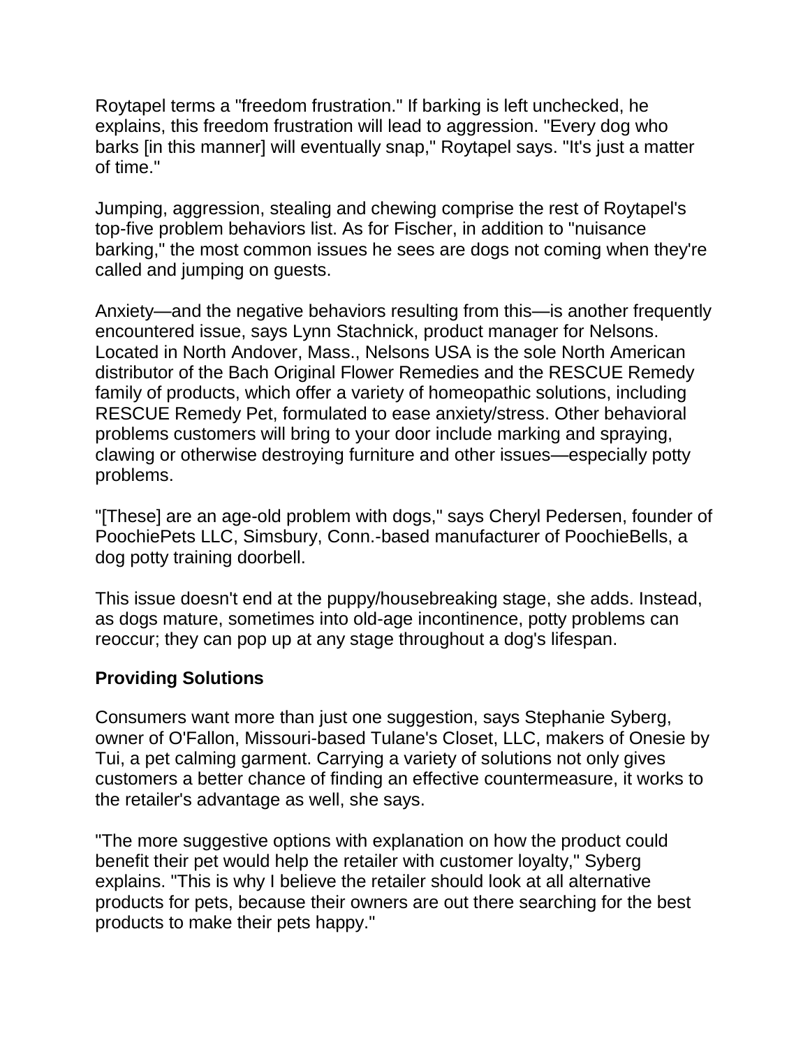Roytapel terms a "freedom frustration." If barking is left unchecked, he explains, this freedom frustration will lead to aggression. "Every dog who barks [in this manner] will eventually snap," Roytapel says. "It's just a matter of time."

Jumping, aggression, stealing and chewing comprise the rest of Roytapel's top-five problem behaviors list. As for Fischer, in addition to "nuisance barking," the most common issues he sees are dogs not coming when they're called and jumping on guests.

Anxiety—and the negative behaviors resulting from this—is another frequently encountered issue, says Lynn Stachnick, product manager for Nelsons. Located in North Andover, Mass., Nelsons USA is the sole North American distributor of the Bach Original Flower Remedies and the RESCUE Remedy family of products, which offer a variety of homeopathic solutions, including RESCUE Remedy Pet, formulated to ease anxiety/stress. Other behavioral problems customers will bring to your door include marking and spraying, clawing or otherwise destroying furniture and other issues—especially potty problems.

"[These] are an age-old problem with dogs," says Cheryl Pedersen, founder of PoochiePets LLC, Simsbury, Conn.-based manufacturer of PoochieBells, a dog potty training doorbell.

This issue doesn't end at the puppy/housebreaking stage, she adds. Instead, as dogs mature, sometimes into old-age incontinence, potty problems can reoccur; they can pop up at any stage throughout a dog's lifespan.

**Providing Solutions**

Consumers want more than just one suggestion, says Stephanie Syberg, owner of O'Fallon, Missouri-based Tulane's Closet, LLC, makers of Onesie by Tui, a pet calming garment. Carrying a variety of solutions not only gives customers a better chance of finding an effective countermeasure, it works to the retailer's advantage as well, she says.

"The more suggestive options with explanation on how the product could benefit their pet would help the retailer with customer loyalty," Syberg explains. "This is why I believe the retailer should look at all alternative products for pets, because their owners are out there searching for the best products to make their pets happy."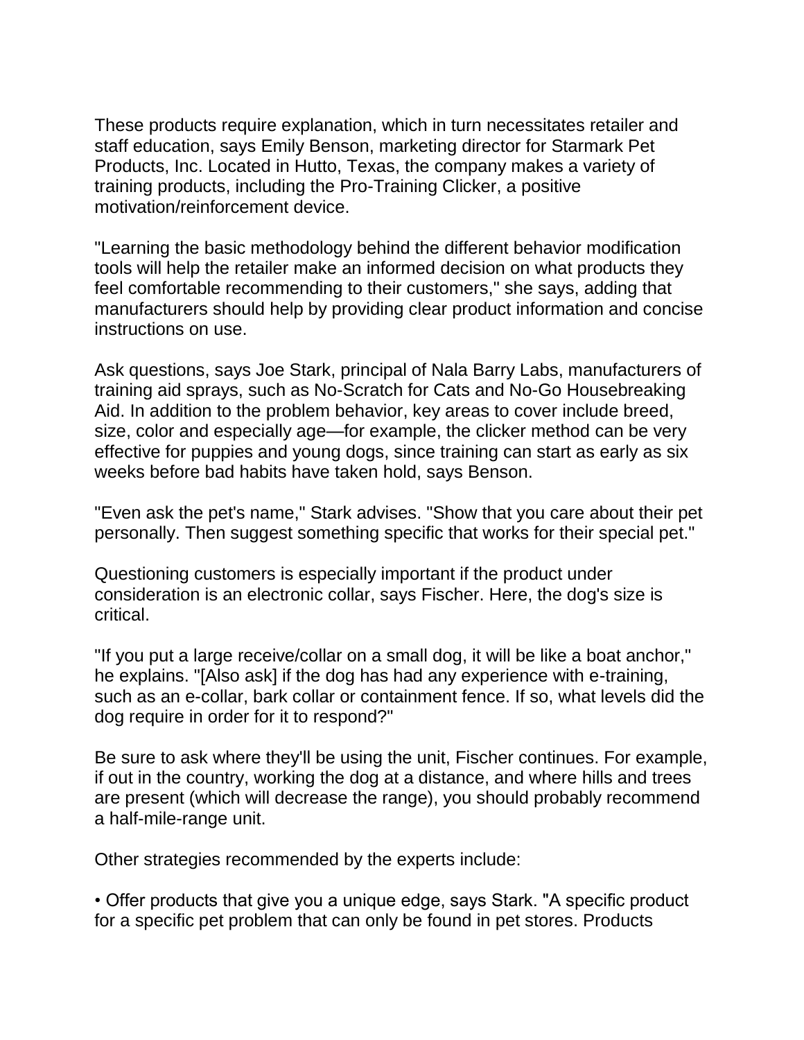These products require explanation, which in turn necessitates retailer and staff education, says Emily Benson, marketing director for Starmark Pet Products, Inc. Located in Hutto, Texas, the company makes a variety of training products, including the Pro-Training Clicker, a positive motivation/reinforcement device.

"Learning the basic methodology behind the different behavior modification tools will help the retailer make an informed decision on what products they feel comfortable recommending to their customers," she says, adding that manufacturers should help by providing clear product information and concise instructions on use.

Ask questions, says Joe Stark, principal of Nala Barry Labs, manufacturers of training aid sprays, such as No-Scratch for Cats and No-Go Housebreaking Aid. In addition to the problem behavior, key areas to cover include breed, size, color and especially age—for example, the clicker method can be very effective for puppies and young dogs, since training can start as early as six weeks before bad habits have taken hold, says Benson.

"Even ask the pet's name," Stark advises. "Show that you care about their pet personally. Then suggest something specific that works for their special pet."

Questioning customers is especially important if the product under consideration is an electronic collar, says Fischer. Here, the dog's size is critical.

"If you put a large receive/collar on a small dog, it will be like a boat anchor," he explains. "[Also ask] if the dog has had any experience with e-training, such as an e-collar, bark collar or containment fence. If so, what levels did the dog require in order for it to respond?"

Be sure to ask where they'll be using the unit, Fischer continues. For example, if out in the country, working the dog at a distance, and where hills and trees are present (which will decrease the range), you should probably recommend a half-mile-range unit.

Other strategies recommended by the experts include:

- Offer products that give you a unique edge, says Stark. "A specific product for a specific pet problem that can only be found in pet stores. Products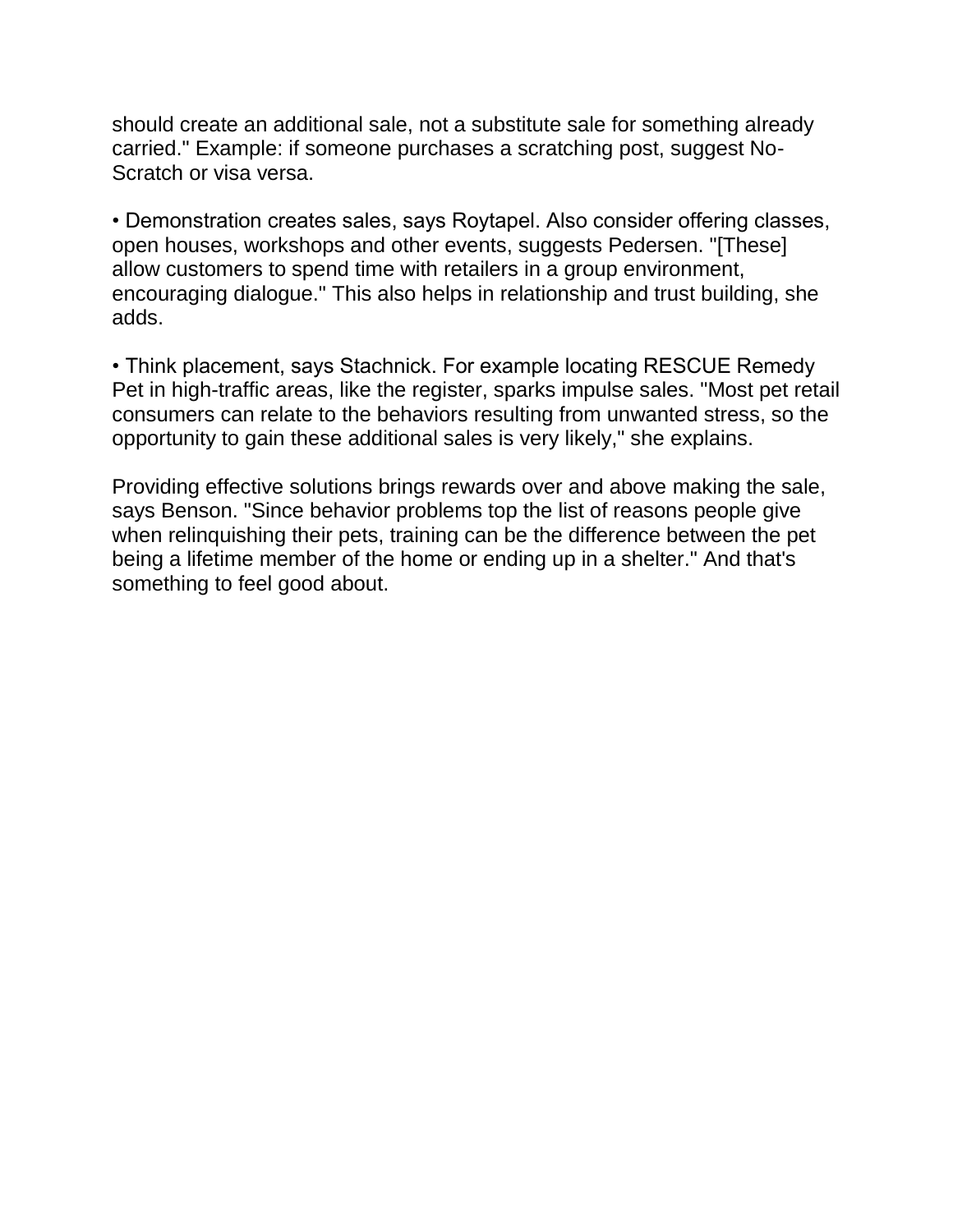should create an additional sale, not a substitute sale for something already carried." Example: if someone purchases a scratching post, suggest No-Scratch or visa versa.

• Demonstration creates sales, says Roytapel. Also consider offering classes, open houses, workshops and other events, suggests Pedersen. "[These] allow customers to spend time with retailers in a group environment, encouraging dialogue." This also helps in relationship and trust building, she adds.

• Think placement, says Stachnick. For example locating RESCUE Remedy Pet in high-traffic areas, like the register, sparks impulse sales. "Most pet retail consumers can relate to the behaviors resulting from unwanted stress, so the opportunity to gain these additional sales is very likely," she explains.

Providing effective solutions brings rewards over and above making the sale, says Benson. "Since behavior problems top the list of reasons people give when relinquishing their pets, training can be the difference between the pet being a lifetime member of the home or ending up in a shelter." And that's something to feel good about.